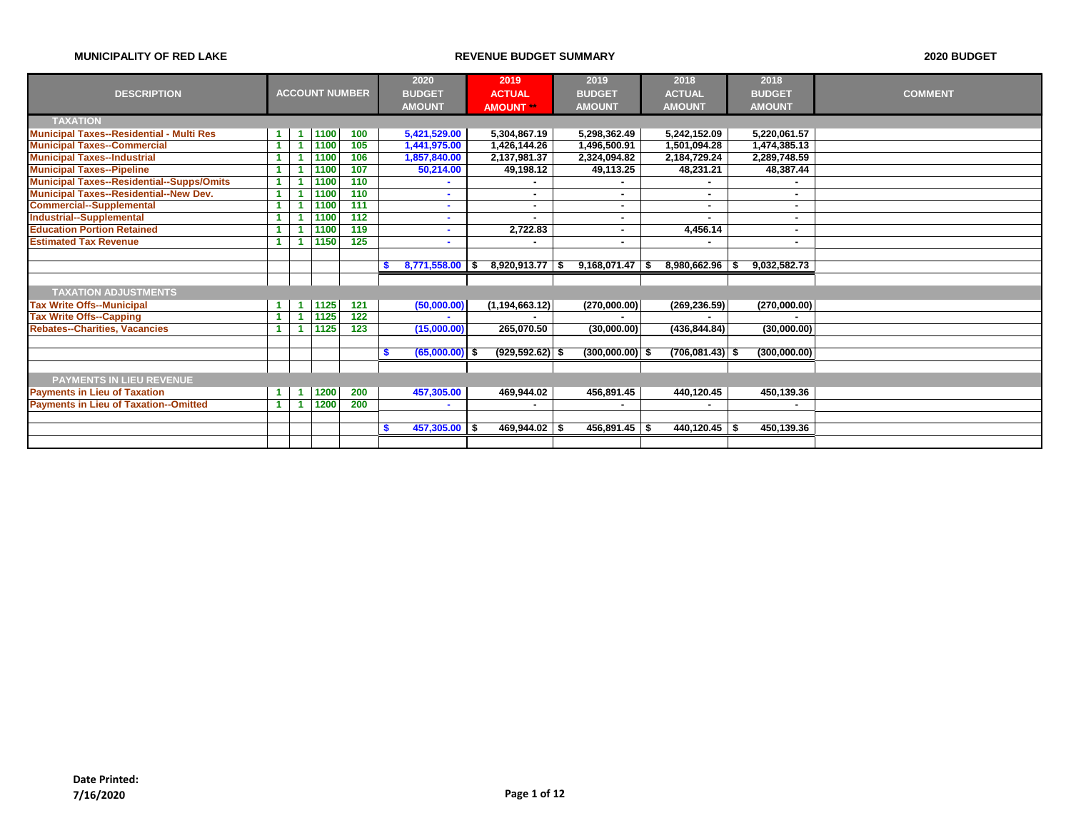MUNICIPALITY OF RED LAKE

REVENUE BUDGET SUMMARY

2020 BUDGET

| DESCRIPTION | ACCOUNT NUMBER | | | | 2020 BUDGET AMOUNT | 2019 ACTUAL AMOUNT ** | 2019 BUDGET AMOUNT | 2018 ACTUAL AMOUNT | 2018 BUDGET AMOUNT | COMMENT |
|---|---|---|---|---|---|---|---|---|---|---|
| **TAXATION** | | | | | | | | | | |
| Municipal Taxes--Residential - Multi Res | 1 | 1 | 1100 | 100 | 5,421,529.00 | 5,304,867.19 | 5,298,362.49 | 5,242,152.09 | 5,220,061.57 | |
| Municipal Taxes--Commercial | 1 | 1 | 1100 | 105 | 1,441,975.00 | 1,426,144.26 | 1,496,500.91 | 1,501,094.28 | 1,474,385.13 | |
| Municipal Taxes--Industrial | 1 | 1 | 1100 | 106 | 1,857,840.00 | 2,137,981.37 | 2,324,094.82 | 2,184,729.24 | 2,289,748.59 | |
| Municipal Taxes--Pipeline | 1 | 1 | 1100 | 107 | 50,214.00 | 49,198.12 | 49,113.25 | 48,231.21 | 48,387.44 | |
| Municipal Taxes--Residential--Supps/Omits | 1 | 1 | 1100 | 110 | - | - | - | - | - | |
| Municipal Taxes--Residential--New Dev. | 1 | 1 | 1100 | 110 | - | - | - | - | - | |
| Commercial--Supplemental | 1 | 1 | 1100 | 111 | - | - | - | - | - | |
| Industrial--Supplemental | 1 | 1 | 1100 | 112 | - | - | - | - | - | |
| Education Portion Retained | 1 | 1 | 1100 | 119 | - | 2,722.83 | - | 4,456.14 | - | |
| Estimated Tax Revenue | 1 | 1 | 1150 | 125 | - | - | - | - | - | |
| | | | | | $ 8,771,558.00 | $ 8,920,913.77 | $ 9,168,071.47 | $ 8,980,662.96 | $ 9,032,582.73 | |
| **TAXATION ADJUSTMENTS** | | | | | | | | | | |
| Tax Write Offs--Municipal | 1 | 1 | 1125 | 121 | (50,000.00) | (1,194,663.12) | (270,000.00) | (269,236.59) | (270,000.00) | |
| Tax Write Offs--Capping | 1 | 1 | 1125 | 122 | - | - | - | - | - | |
| Rebates--Charities, Vacancies | 1 | 1 | 1125 | 123 | (15,000.00) | 265,070.50 | (30,000.00) | (436,844.84) | (30,000.00) | |
| | | | | | $ (65,000.00) | $ (929,592.62) | $ (300,000.00) | $ (706,081.43) | $ (300,000.00) | |
| **PAYMENTS IN LIEU REVENUE** | | | | | | | | | | |
| Payments in Lieu of Taxation | 1 | 1 | 1200 | 200 | 457,305.00 | 469,944.02 | 456,891.45 | 440,120.45 | 450,139.36 | |
| Payments in Lieu of Taxation--Omitted | 1 | 1 | 1200 | 200 | - | - | - | - | - | |
| | | | | | $ 457,305.00 | $ 469,944.02 | $ 456,891.45 | $ 440,120.45 | $ 450,139.36 | |

**Date Printed:**
**7/16/2020**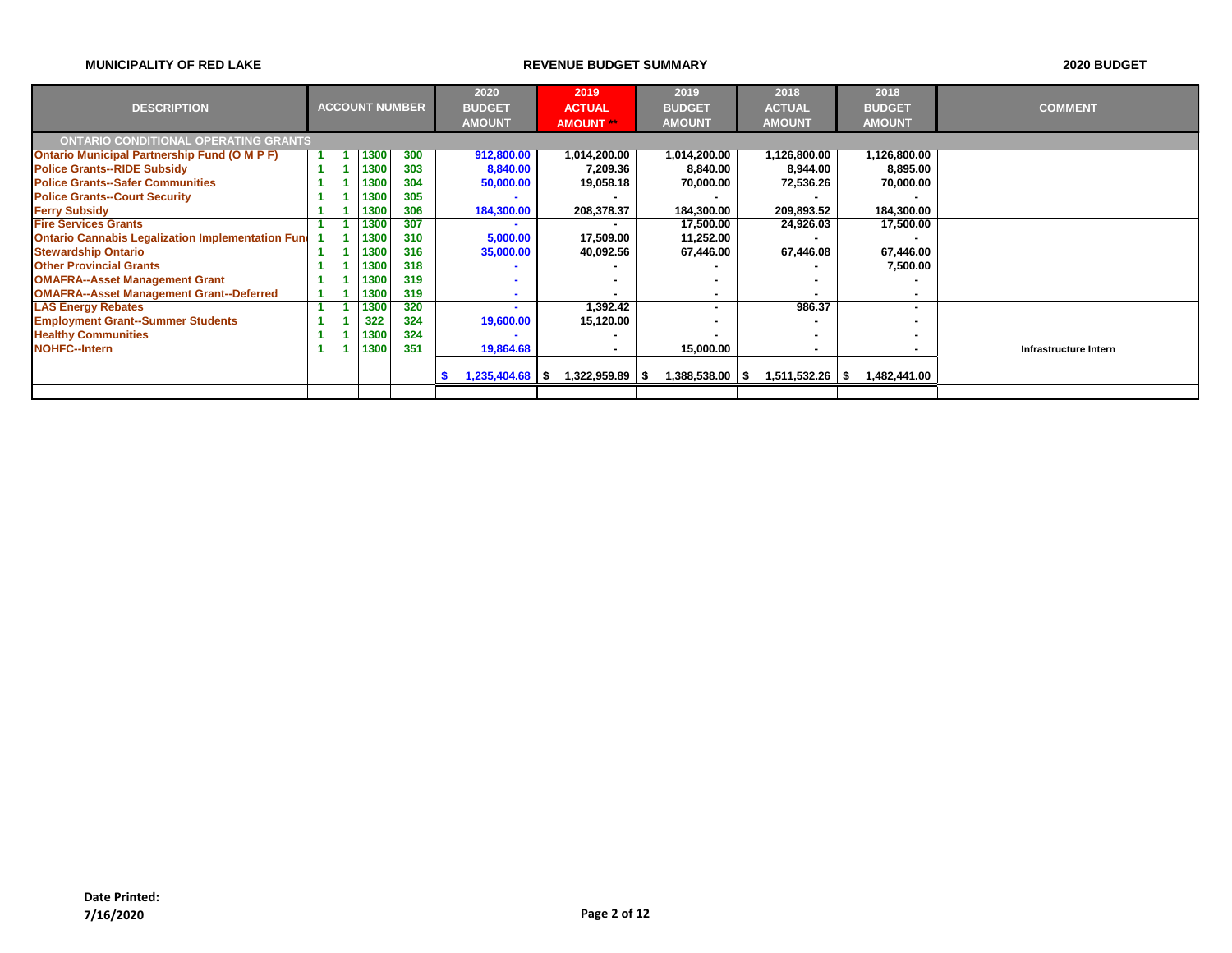**MUNICIPALITY OF RED LAKE** | **REVENUE BUDGET SUMMARY** | **2020 BUDGET**

| DESCRIPTION | ACCOUNT NUMBER | | | | 2020 BUDGET AMOUNT | 2019 ACTUAL AMOUNT ** | 2019 BUDGET AMOUNT | 2018 ACTUAL AMOUNT | 2018 BUDGET AMOUNT | COMMENT |
|---|---|---|---|---|---|---|---|---|---|---|
| **ONTARIO CONDITIONAL OPERATING GRANTS** | | | | | | | | | | |
| Ontario Municipal Partnership Fund (O M P F) | 1 | 1 | 1300 | 300 | 912,800.00 | 1,014,200.00 | 1,014,200.00 | 1,126,800.00 | 1,126,800.00 | |
| Police Grants--RIDE Subsidy | 1 | 1 | 1300 | 303 | 8,840.00 | 7,209.36 | 8,840.00 | 8,944.00 | 8,895.00 | |
| Police Grants--Safer Communities | 1 | 1 | 1300 | 304 | 50,000.00 | 19,058.18 | 70,000.00 | 72,536.26 | 70,000.00 | |
| Police Grants--Court Security | 1 | 1 | 1300 | 305 | - | - | - | - | - | |
| Ferry Subsidy | 1 | 1 | 1300 | 306 | 184,300.00 | 208,378.37 | 184,300.00 | 209,893.52 | 184,300.00 | |
| Fire Services Grants | 1 | 1 | 1300 | 307 | - | - | 17,500.00 | 24,926.03 | 17,500.00 | |
| Ontario Cannabis Legalization Implementation Fun | 1 | 1 | 1300 | 310 | 5,000.00 | 17,509.00 | 11,252.00 | - | - | |
| Stewardship Ontario | 1 | 1 | 1300 | 316 | 35,000.00 | 40,092.56 | 67,446.00 | 67,446.08 | 67,446.00 | |
| Other Provincial Grants | 1 | 1 | 1300 | 318 | - | - | - | - | 7,500.00 | |
| OMAFRA--Asset Management Grant | 1 | 1 | 1300 | 319 | - | - | - | - | - | |
| OMAFRA--Asset Management Grant--Deferred | 1 | 1 | 1300 | 319 | - | - | - | - | - | |
| LAS Energy Rebates | 1 | 1 | 1300 | 320 | - | 1,392.42 | - | 986.37 | - | |
| Employment Grant--Summer Students | 1 | 1 | 322 | 324 | 19,600.00 | 15,120.00 | - | - | - | |
| Healthy Communities | 1 | 1 | 1300 | 324 | - | - | - | - | - | |
| NOHFC--Intern | 1 | 1 | 1300 | 351 | 19,864.68 | - | 15,000.00 | - | - | Infrastructure Intern |
| | | | | | | | | | | |
| | | | | | $ 1,235,404.68 | $ 1,322,959.89 | $ 1,388,538.00 | $ 1,511,532.26 | $ 1,482,441.00 | |

**Date Printed:**
**7/16/2020**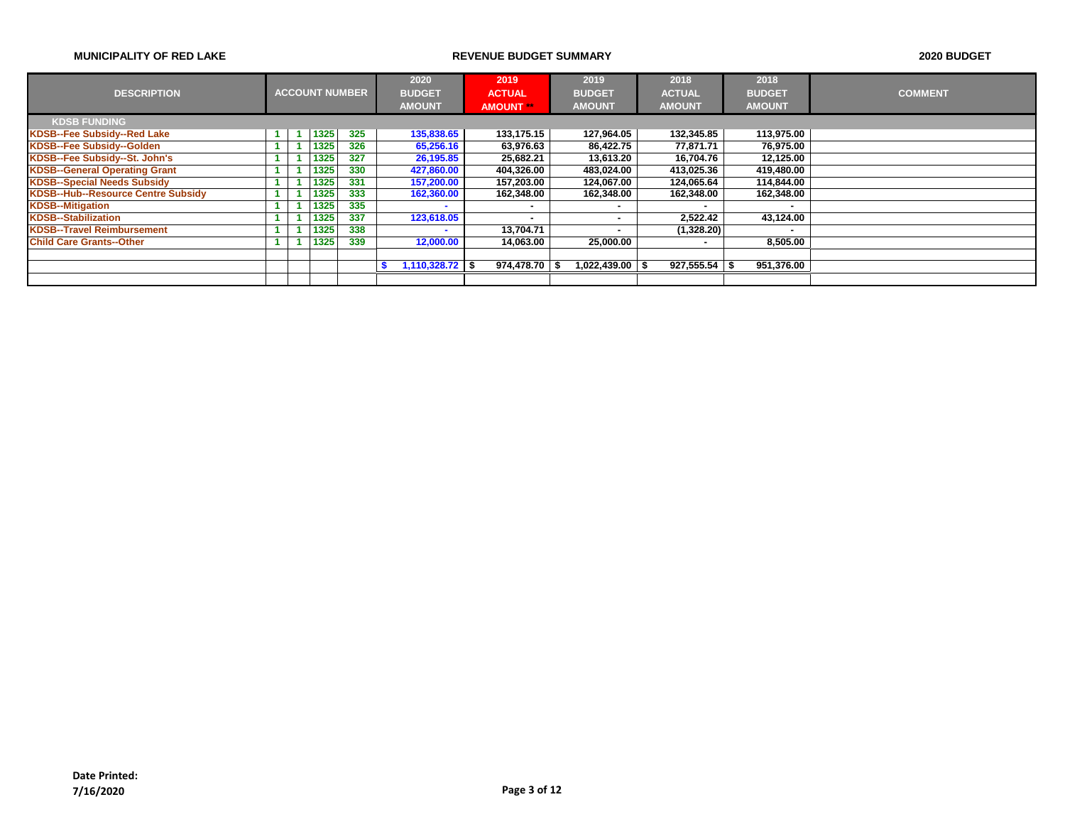**MUNICIPALITY OF RED LAKE** — **REVENUE BUDGET SUMMARY** — **2020 BUDGET**

| DESCRIPTION | ACCOUNT NUMBER | | | | 2020 BUDGET AMOUNT | 2019 ACTUAL AMOUNT ** | 2019 BUDGET AMOUNT | 2018 ACTUAL AMOUNT | 2018 BUDGET AMOUNT | COMMENT |
|---|---|---|---|---|---|---|---|---|---|---|
| **KDSB FUNDING** | | | | | | | | | | |
| KDSB--Fee Subsidy--Red Lake | 1 | 1 | 1325 | 325 | 135,838.65 | 133,175.15 | 127,964.05 | 132,345.85 | 113,975.00 | |
| KDSB--Fee Subsidy--Golden | 1 | 1 | 1325 | 326 | 65,256.16 | 63,976.63 | 86,422.75 | 77,871.71 | 76,975.00 | |
| KDSB--Fee Subsidy--St. John's | 1 | 1 | 1325 | 327 | 26,195.85 | 25,682.21 | 13,613.20 | 16,704.76 | 12,125.00 | |
| KDSB--General Operating Grant | 1 | 1 | 1325 | 330 | 427,860.00 | 404,326.00 | 483,024.00 | 413,025.36 | 419,480.00 | |
| KDSB--Special Needs Subsidy | 1 | 1 | 1325 | 331 | 157,200.00 | 157,203.00 | 124,067.00 | 124,065.64 | 114,844.00 | |
| KDSB--Hub--Resource Centre Subsidy | 1 | 1 | 1325 | 333 | 162,360.00 | 162,348.00 | 162,348.00 | 162,348.00 | 162,348.00 | |
| KDSB--Mitigation | 1 | 1 | 1325 | 335 | - | - | - | - | - | |
| KDSB--Stabilization | 1 | 1 | 1325 | 337 | 123,618.05 | - | - | 2,522.42 | 43,124.00 | |
| KDSB--Travel Reimbursement | 1 | 1 | 1325 | 338 | - | 13,704.71 | - | (1,328.20) | - | |
| Child Care Grants--Other | 1 | 1 | 1325 | 339 | 12,000.00 | 14,063.00 | 25,000.00 | - | 8,505.00 | |
| | | | | | | | | | | |
| | | | | | $ 1,110,328.72 | $ 974,478.70 | $ 1,022,439.00 | $ 927,555.54 | $ 951,376.00 | |

**Date Printed:**
**7/16/2020**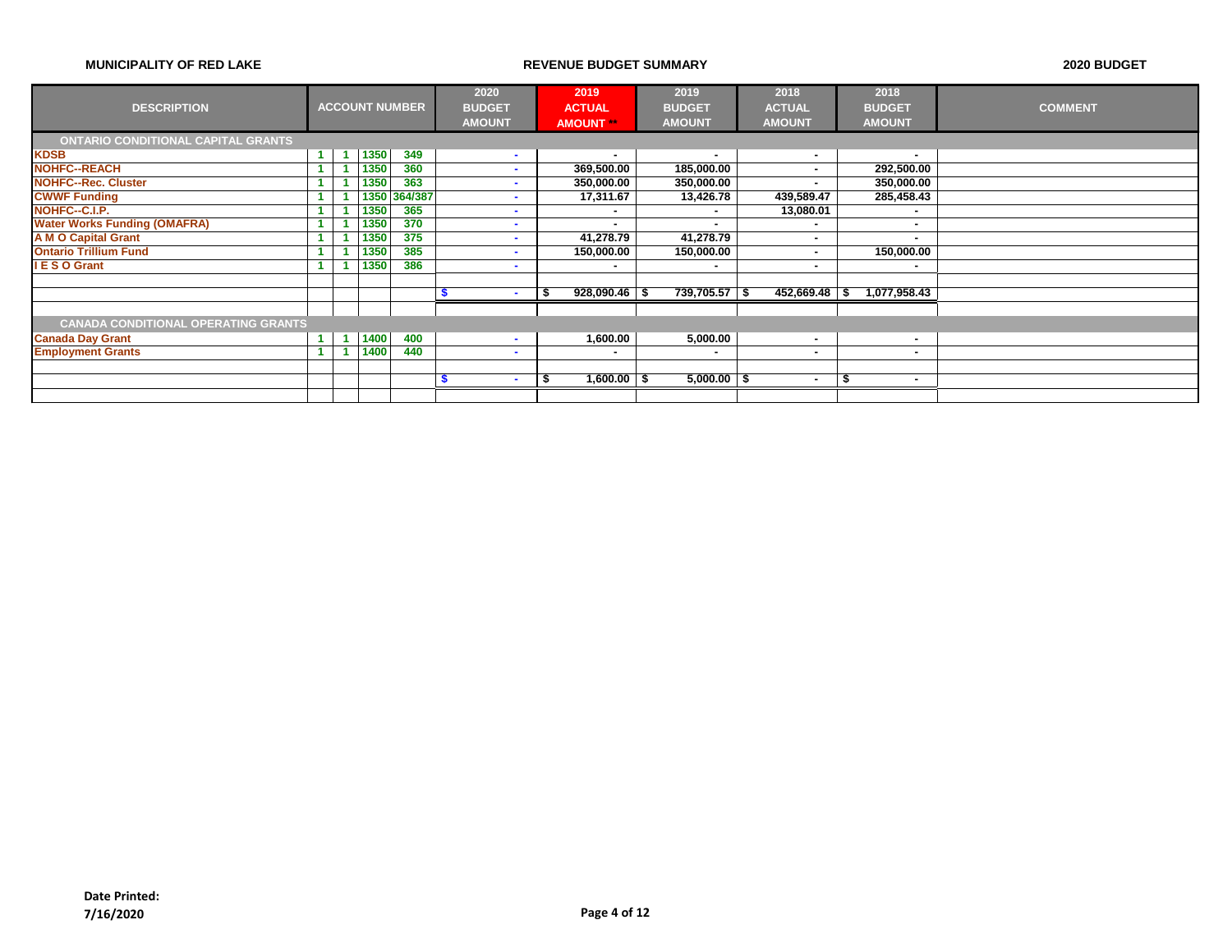**MUNICIPALITY OF RED LAKE** | **REVENUE BUDGET SUMMARY** | **2020 BUDGET**

| DESCRIPTION | ACCOUNT NUMBER | | | | 2020 BUDGET AMOUNT | 2019 ACTUAL AMOUNT ** | 2019 BUDGET AMOUNT | 2018 ACTUAL AMOUNT | 2018 BUDGET AMOUNT | COMMENT |
|---|---|---|---|---|---|---|---|---|---|---|
| **ONTARIO CONDITIONAL CAPITAL GRANTS** | | | | | | | | | | |
| KDSB | 1 | 1 | 1350 | 349 | - | - | - | - | - | |
| NOHFC--REACH | 1 | 1 | 1350 | 360 | - | 369,500.00 | 185,000.00 | - | 292,500.00 | |
| NOHFC--Rec. Cluster | 1 | 1 | 1350 | 363 | - | 350,000.00 | 350,000.00 | - | 350,000.00 | |
| CWWF Funding | 1 | 1 | 1350 | 364/387 | - | 17,311.67 | 13,426.78 | 439,589.47 | 285,458.43 | |
| NOHFC--C.I.P. | 1 | 1 | 1350 | 365 | - | - | - | 13,080.01 | - | |
| Water Works Funding (OMAFRA) | 1 | 1 | 1350 | 370 | - | - | - | - | - | |
| A M O Capital Grant | 1 | 1 | 1350 | 375 | - | 41,278.79 | 41,278.79 | - | - | |
| Ontario Trillium Fund | 1 | 1 | 1350 | 385 | - | 150,000.00 | 150,000.00 | - | 150,000.00 | |
| I E S O Grant | 1 | 1 | 1350 | 386 | - | - | - | - | - | |
| | | | | | | | | | | |
| | | | | | $ - | $ 928,090.46 | $ 739,705.57 | $ 452,669.48 | $ 1,077,958.43 | |
| | | | | | | | | | | |
| **CANADA CONDITIONAL OPERATING GRANTS** | | | | | | | | | | |
| Canada Day Grant | 1 | 1 | 1400 | 400 | - | 1,600.00 | 5,000.00 | - | - | |
| Employment Grants | 1 | 1 | 1400 | 440 | - | - | - | - | - | |
| | | | | | | | | | | |
| | | | | | $ - | $ 1,600.00 | $ 5,000.00 | $ - | $ - | |

**Date Printed:**
**7/16/2020**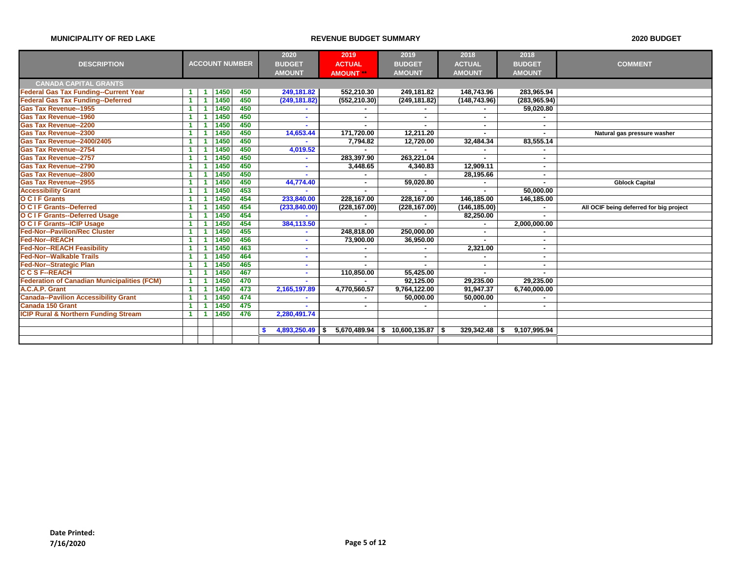**MUNICIPALITY OF RED LAKE** — **REVENUE BUDGET SUMMARY** — **2020 BUDGET**

| DESCRIPTION | ACCOUNT NUMBER | | | | 2020 BUDGET AMOUNT | 2019 ACTUAL AMOUNT ** | 2019 BUDGET AMOUNT | 2018 ACTUAL AMOUNT | 2018 BUDGET AMOUNT | COMMENT |
|---|---|---|---|---|---|---|---|---|---|---|
| **CANADA CAPITAL GRANTS** | | | | | | | | | | |
| Federal Gas Tax Funding--Current Year | 1 | 1 | 1450 | 450 | 249,181.82 | 552,210.30 | 249,181.82 | 148,743.96 | 283,965.94 | |
| Federal Gas Tax Funding--Deferred | 1 | 1 | 1450 | 450 | (249,181.82) | (552,210.30) | (249,181.82) | (148,743.96) | (283,965.94) | |
| Gas Tax Revenue--1955 | 1 | 1 | 1450 | 450 | - | - | - | - | 59,020.80 | |
| Gas Tax Revenue--1960 | 1 | 1 | 1450 | 450 | - | - | - | - | - | |
| Gas Tax Revenue--2200 | 1 | 1 | 1450 | 450 | - | - | - | - | - | |
| Gas Tax Revenue--2300 | 1 | 1 | 1450 | 450 | 14,653.44 | 171,720.00 | 12,211.20 | - | - | Natural gas pressure washer |
| Gas Tax Revenue--2400/2405 | 1 | 1 | 1450 | 450 | - | 7,794.82 | 12,720.00 | 32,484.34 | 83,555.14 | |
| Gas Tax Revenue--2754 | 1 | 1 | 1450 | 450 | 4,019.52 | - | - | - | - | |
| Gas Tax Revenue--2757 | 1 | 1 | 1450 | 450 | - | 283,397.90 | 263,221.04 | - | - | |
| Gas Tax Revenue--2790 | 1 | 1 | 1450 | 450 | - | 3,448.65 | 4,340.83 | 12,909.11 | - | |
| Gas Tax Revenue--2800 | 1 | 1 | 1450 | 450 | - | - | - | 28,195.66 | - | |
| Gas Tax Revenue--2955 | 1 | 1 | 1450 | 450 | 44,774.40 | - | 59,020.80 | - | - | Gblock Capital |
| Accessibility Grant | 1 | 1 | 1450 | 453 | - | - | - | - | 50,000.00 | |
| O C I F Grants | 1 | 1 | 1450 | 454 | 233,840.00 | 228,167.00 | 228,167.00 | 146,185.00 | 146,185.00 | |
| O C I F Grants--Deferred | 1 | 1 | 1450 | 454 | (233,840.00) | (228,167.00) | (228,167.00) | (146,185.00) | - | All OCIF being deferred for big project |
| O C I F Grants--Deferred Usage | 1 | 1 | 1450 | 454 | - | - | - | 82,250.00 | - | |
| O C I F Grants--ICIP Usage | 1 | 1 | 1450 | 454 | 384,113.50 | - | - | - | 2,000,000.00 | |
| Fed-Nor--Pavilion/Rec Cluster | 1 | 1 | 1450 | 455 | - | 248,818.00 | 250,000.00 | - | - | |
| Fed-Nor--REACH | 1 | 1 | 1450 | 456 | - | 73,900.00 | 36,950.00 | - | - | |
| Fed-Nor--REACH Feasibility | 1 | 1 | 1450 | 463 | - | - | - | 2,321.00 | - | |
| Fed-Nor--Walkable Trails | 1 | 1 | 1450 | 464 | - | - | - | - | - | |
| Fed-Nor--Strategic Plan | 1 | 1 | 1450 | 465 | - | - | - | - | - | |
| C C S F--REACH | 1 | 1 | 1450 | 467 | - | 110,850.00 | 55,425.00 | - | - | |
| Federation of Canadian Municipalities (FCM) | 1 | 1 | 1450 | 470 | - | - | 92,125.00 | 29,235.00 | 29,235.00 | |
| A.C.A.P. Grant | 1 | 1 | 1450 | 473 | 2,165,197.89 | 4,770,560.57 | 9,764,122.00 | 91,947.37 | 6,740,000.00 | |
| Canada--Pavilion Accessibility Grant | 1 | 1 | 1450 | 474 | - | - | 50,000.00 | 50,000.00 | - | |
| Canada 150 Grant | 1 | 1 | 1450 | 475 | - | - | - | - | - | |
| ICIP Rural & Northern Funding Stream | 1 | 1 | 1450 | 476 | 2,280,491.74 | | | | | |
| | | | | | | | | | | |
| | | | | | $ 4,893,250.49 | $ 5,670,489.94 | $ 10,600,135.87 | $ 329,342.48 | $ 9,107,995.94 | |

**Date Printed:**
**7/16/2020**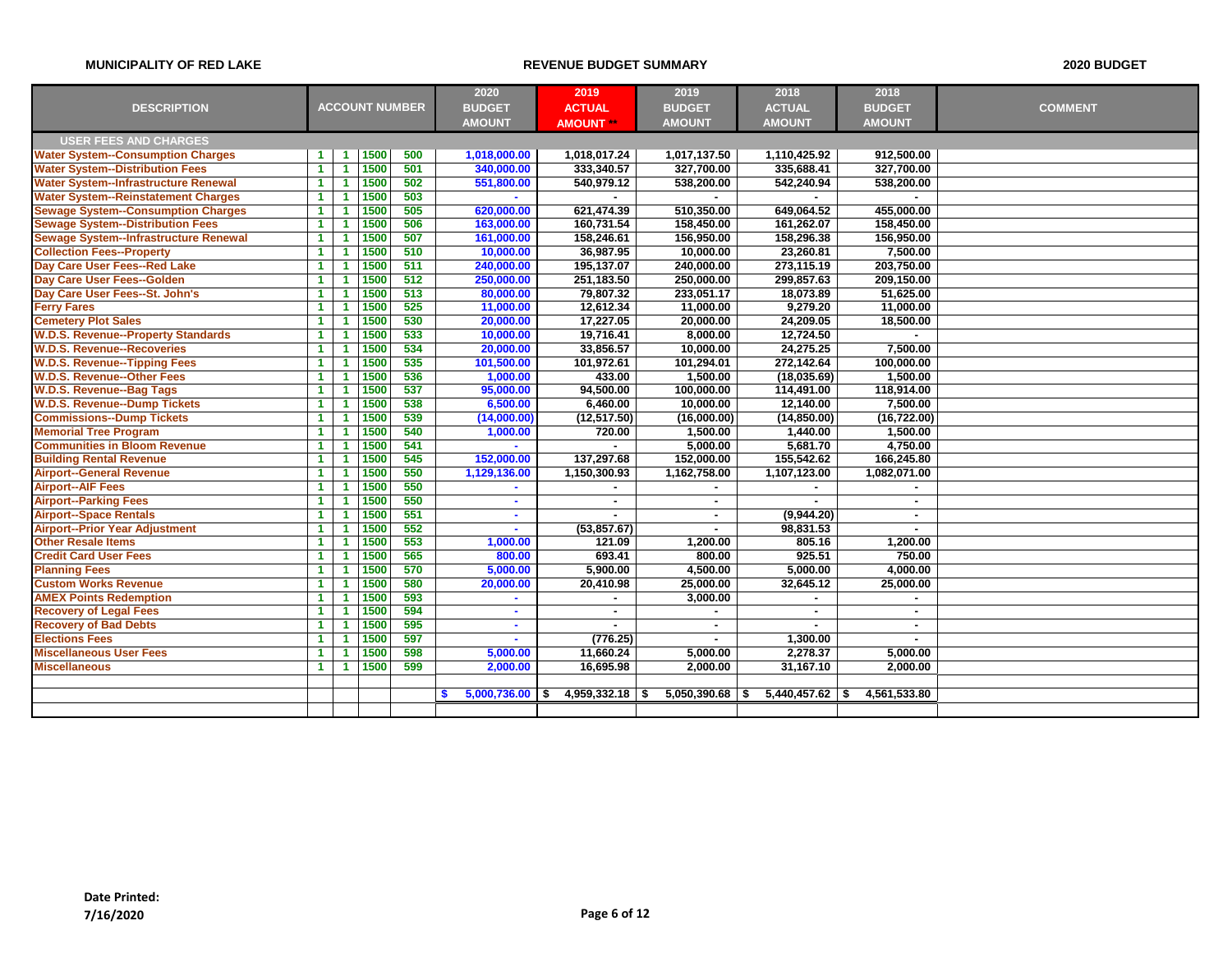**MUNICIPALITY OF RED LAKE** | **REVENUE BUDGET SUMMARY** | **2020 BUDGET**

| DESCRIPTION | ACCOUNT NUMBER | | | | 2020 BUDGET AMOUNT | 2019 ACTUAL AMOUNT ** | 2019 BUDGET AMOUNT | 2018 ACTUAL AMOUNT | 2018 BUDGET AMOUNT | COMMENT |
|---|---|---|---|---|---|---|---|---|---|---|
| **USER FEES AND CHARGES** | | | | | | | | | | |
| Water System--Consumption Charges | 1 | 1 | 1500 | 500 | 1,018,000.00 | 1,018,017.24 | 1,017,137.50 | 1,110,425.92 | 912,500.00 | |
| Water System--Distribution Fees | 1 | 1 | 1500 | 501 | 340,000.00 | 333,340.57 | 327,700.00 | 335,688.41 | 327,700.00 | |
| Water System--Infrastructure Renewal | 1 | 1 | 1500 | 502 | 551,800.00 | 540,979.12 | 538,200.00 | 542,240.94 | 538,200.00 | |
| Water System--Reinstatement Charges | 1 | 1 | 1500 | 503 | - | - | - | - | - | |
| Sewage System--Consumption Charges | 1 | 1 | 1500 | 505 | 620,000.00 | 621,474.39 | 510,350.00 | 649,064.52 | 455,000.00 | |
| Sewage System--Distribution Fees | 1 | 1 | 1500 | 506 | 163,000.00 | 160,731.54 | 158,450.00 | 161,262.07 | 158,450.00 | |
| Sewage System--Infrastructure Renewal | 1 | 1 | 1500 | 507 | 161,000.00 | 158,246.61 | 156,950.00 | 158,296.38 | 156,950.00 | |
| Collection Fees--Property | 1 | 1 | 1500 | 510 | 10,000.00 | 36,987.95 | 10,000.00 | 23,260.81 | 7,500.00 | |
| Day Care User Fees--Red Lake | 1 | 1 | 1500 | 511 | 240,000.00 | 195,137.07 | 240,000.00 | 273,115.19 | 203,750.00 | |
| Day Care User Fees--Golden | 1 | 1 | 1500 | 512 | 250,000.00 | 251,183.50 | 250,000.00 | 299,857.63 | 209,150.00 | |
| Day Care User Fees--St. John's | 1 | 1 | 1500 | 513 | 80,000.00 | 79,807.32 | 233,051.17 | 18,073.89 | 51,625.00 | |
| Ferry Fares | 1 | 1 | 1500 | 525 | 11,000.00 | 12,612.34 | 11,000.00 | 9,279.20 | 11,000.00 | |
| Cemetery Plot Sales | 1 | 1 | 1500 | 530 | 20,000.00 | 17,227.05 | 20,000.00 | 24,209.05 | 18,500.00 | |
| W.D.S. Revenue--Property Standards | 1 | 1 | 1500 | 533 | 10,000.00 | 19,716.41 | 8,000.00 | 12,724.50 | - | |
| W.D.S. Revenue--Recoveries | 1 | 1 | 1500 | 534 | 20,000.00 | 33,856.57 | 10,000.00 | 24,275.25 | 7,500.00 | |
| W.D.S. Revenue--Tipping Fees | 1 | 1 | 1500 | 535 | 101,500.00 | 101,972.61 | 101,294.01 | 272,142.64 | 100,000.00 | |
| W.D.S. Revenue--Other Fees | 1 | 1 | 1500 | 536 | 1,000.00 | 433.00 | 1,500.00 | (18,035.69) | 1,500.00 | |
| W.D.S. Revenue--Bag Tags | 1 | 1 | 1500 | 537 | 95,000.00 | 94,500.00 | 100,000.00 | 114,491.00 | 118,914.00 | |
| W.D.S. Revenue--Dump Tickets | 1 | 1 | 1500 | 538 | 6,500.00 | 6,460.00 | 10,000.00 | 12,140.00 | 7,500.00 | |
| Commissions--Dump Tickets | 1 | 1 | 1500 | 539 | (14,000.00) | (12,517.50) | (16,000.00) | (14,850.00) | (16,722.00) | |
| Memorial Tree Program | 1 | 1 | 1500 | 540 | 1,000.00 | 720.00 | 1,500.00 | 1,440.00 | 1,500.00 | |
| Communities in Bloom Revenue | 1 | 1 | 1500 | 541 | - | - | 5,000.00 | 5,681.70 | 4,750.00 | |
| Building Rental Revenue | 1 | 1 | 1500 | 545 | 152,000.00 | 137,297.68 | 152,000.00 | 155,542.62 | 166,245.80 | |
| Airport--General Revenue | 1 | 1 | 1500 | 550 | 1,129,136.00 | 1,150,300.93 | 1,162,758.00 | 1,107,123.00 | 1,082,071.00 | |
| Airport--AIF Fees | 1 | 1 | 1500 | 550 | - | - | - | - | - | |
| Airport--Parking Fees | 1 | 1 | 1500 | 550 | - | - | - | - | - | |
| Airport--Space Rentals | 1 | 1 | 1500 | 551 | - | - | - | (9,944.20) | - | |
| Airport--Prior Year Adjustment | 1 | 1 | 1500 | 552 | - | (53,857.67) | - | 98,831.53 | - | |
| Other Resale Items | 1 | 1 | 1500 | 553 | 1,000.00 | 121.09 | 1,200.00 | 805.16 | 1,200.00 | |
| Credit Card User Fees | 1 | 1 | 1500 | 565 | 800.00 | 693.41 | 800.00 | 925.51 | 750.00 | |
| Planning Fees | 1 | 1 | 1500 | 570 | 5,000.00 | 5,900.00 | 4,500.00 | 5,000.00 | 4,000.00 | |
| Custom Works Revenue | 1 | 1 | 1500 | 580 | 20,000.00 | 20,410.98 | 25,000.00 | 32,645.12 | 25,000.00 | |
| AMEX Points Redemption | 1 | 1 | 1500 | 593 | - | - | 3,000.00 | - | - | |
| Recovery of Legal Fees | 1 | 1 | 1500 | 594 | - | - | - | - | - | |
| Recovery of Bad Debts | 1 | 1 | 1500 | 595 | - | - | - | - | - | |
| Elections Fees | 1 | 1 | 1500 | 597 | - | (776.25) | - | 1,300.00 | - | |
| Miscellaneous User Fees | 1 | 1 | 1500 | 598 | 5,000.00 | 11,660.24 | 5,000.00 | 2,278.37 | 5,000.00 | |
| Miscellaneous | 1 | 1 | 1500 | 599 | 2,000.00 | 16,695.98 | 2,000.00 | 31,167.10 | 2,000.00 | |
| | | | | | $ 5,000,736.00 | $ 4,959,332.18 | $ 5,050,390.68 | $ 5,440,457.62 | $ 4,561,533.80 | |

Date Printed:
7/16/2020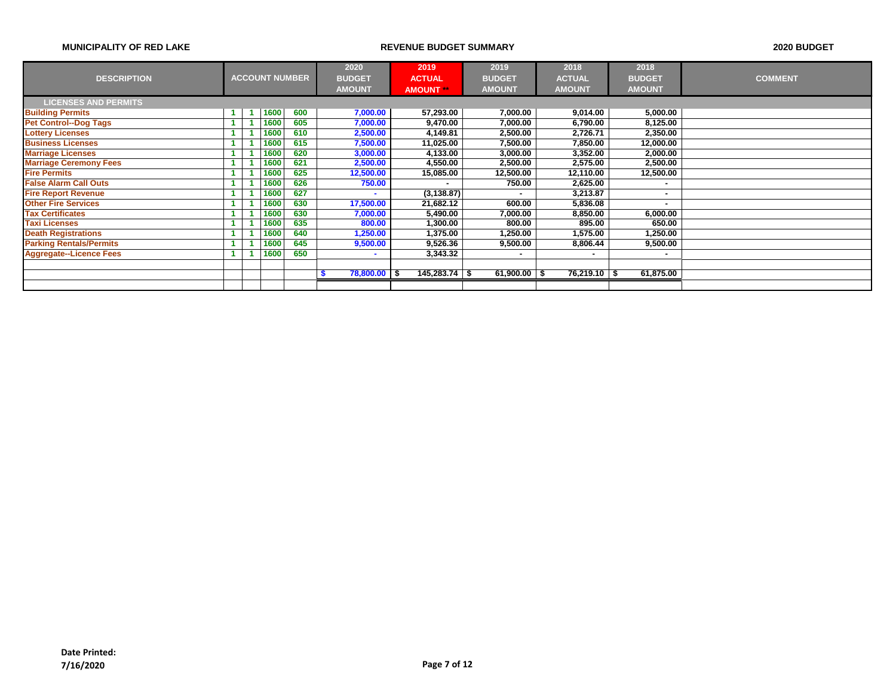**MUNICIPALITY OF RED LAKE** — **REVENUE BUDGET SUMMARY** — **2020 BUDGET**

| DESCRIPTION | ACCOUNT NUMBER | | | | 2020 BUDGET AMOUNT | 2019 ACTUAL AMOUNT ** | 2019 BUDGET AMOUNT | 2018 ACTUAL AMOUNT | 2018 BUDGET AMOUNT | COMMENT |
|---|---|---|---|---|---|---|---|---|---|---|
| **LICENSES AND PERMITS** | | | | | | | | | | |
| Building Permits | 1 | 1 | 1600 | 600 | 7,000.00 | 57,293.00 | 7,000.00 | 9,014.00 | 5,000.00 | |
| Pet Control--Dog Tags | 1 | 1 | 1600 | 605 | 7,000.00 | 9,470.00 | 7,000.00 | 6,790.00 | 8,125.00 | |
| Lottery Licenses | 1 | 1 | 1600 | 610 | 2,500.00 | 4,149.81 | 2,500.00 | 2,726.71 | 2,350.00 | |
| Business Licenses | 1 | 1 | 1600 | 615 | 7,500.00 | 11,025.00 | 7,500.00 | 7,850.00 | 12,000.00 | |
| Marriage Licenses | 1 | 1 | 1600 | 620 | 3,000.00 | 4,133.00 | 3,000.00 | 3,352.00 | 2,000.00 | |
| Marriage Ceremony Fees | 1 | 1 | 1600 | 621 | 2,500.00 | 4,550.00 | 2,500.00 | 2,575.00 | 2,500.00 | |
| Fire Permits | 1 | 1 | 1600 | 625 | 12,500.00 | 15,085.00 | 12,500.00 | 12,110.00 | 12,500.00 | |
| False Alarm Call Outs | 1 | 1 | 1600 | 626 | 750.00 | - | 750.00 | 2,625.00 | - | |
| Fire Report Revenue | 1 | 1 | 1600 | 627 | - | (3,138.87) | - | 3,213.87 | - | |
| Other Fire Services | 1 | 1 | 1600 | 630 | 17,500.00 | 21,682.12 | 600.00 | 5,836.08 | - | |
| Tax Certificates | 1 | 1 | 1600 | 630 | 7,000.00 | 5,490.00 | 7,000.00 | 8,850.00 | 6,000.00 | |
| Taxi Licenses | 1 | 1 | 1600 | 635 | 800.00 | 1,300.00 | 800.00 | 895.00 | 650.00 | |
| Death Registrations | 1 | 1 | 1600 | 640 | 1,250.00 | 1,375.00 | 1,250.00 | 1,575.00 | 1,250.00 | |
| Parking Rentals/Permits | 1 | 1 | 1600 | 645 | 9,500.00 | 9,526.36 | 9,500.00 | 8,806.44 | 9,500.00 | |
| Aggregate--Licence Fees | 1 | 1 | 1600 | 650 | - | 3,343.32 | - | - | - | |
| | | | | | | | | | | |
| | | | | | $ 78,800.00 | $ 145,283.74 | $ 61,900.00 | $ 76,219.10 | $ 61,875.00 | |

**Date Printed:**
**7/16/2020**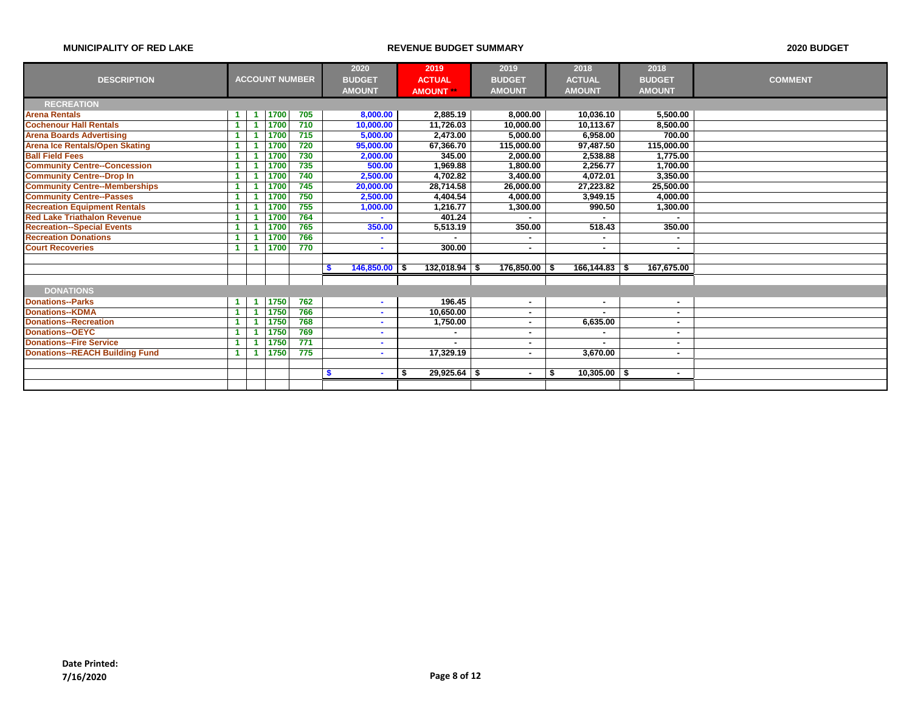**MUNICIPALITY OF RED LAKE** — **REVENUE BUDGET SUMMARY** — **2020 BUDGET**

| DESCRIPTION | ACCOUNT NUMBER | | | | 2020 BUDGET AMOUNT | 2019 ACTUAL AMOUNT ** | 2019 BUDGET AMOUNT | 2018 ACTUAL AMOUNT | 2018 BUDGET AMOUNT | COMMENT |
|---|---|---|---|---|---|---|---|---|---|---|
| **RECREATION** | | | | | | | | | | |
| Arena Rentals | 1 | 1 | 1700 | 705 | 8,000.00 | 2,885.19 | 8,000.00 | 10,036.10 | 5,500.00 | |
| Cochenour Hall Rentals | 1 | 1 | 1700 | 710 | 10,000.00 | 11,726.03 | 10,000.00 | 10,113.67 | 8,500.00 | |
| Arena Boards Advertising | 1 | 1 | 1700 | 715 | 5,000.00 | 2,473.00 | 5,000.00 | 6,958.00 | 700.00 | |
| Arena Ice Rentals/Open Skating | 1 | 1 | 1700 | 720 | 95,000.00 | 67,366.70 | 115,000.00 | 97,487.50 | 115,000.00 | |
| Ball Field Fees | 1 | 1 | 1700 | 730 | 2,000.00 | 345.00 | 2,000.00 | 2,538.88 | 1,775.00 | |
| Community Centre--Concession | 1 | 1 | 1700 | 735 | 500.00 | 1,969.88 | 1,800.00 | 2,256.77 | 1,700.00 | |
| Community Centre--Drop In | 1 | 1 | 1700 | 740 | 2,500.00 | 4,702.82 | 3,400.00 | 4,072.01 | 3,350.00 | |
| Community Centre--Memberships | 1 | 1 | 1700 | 745 | 20,000.00 | 28,714.58 | 26,000.00 | 27,223.82 | 25,500.00 | |
| Community Centre--Passes | 1 | 1 | 1700 | 750 | 2,500.00 | 4,404.54 | 4,000.00 | 3,949.15 | 4,000.00 | |
| Recreation Equipment Rentals | 1 | 1 | 1700 | 755 | 1,000.00 | 1,216.77 | 1,300.00 | 990.50 | 1,300.00 | |
| Red Lake Triathalon Revenue | 1 | 1 | 1700 | 764 | - | 401.24 | - | - | - | |
| Recreation--Special Events | 1 | 1 | 1700 | 765 | 350.00 | 5,513.19 | 350.00 | 518.43 | 350.00 | |
| Recreation Donations | 1 | 1 | 1700 | 766 | - | - | - | - | - | |
| Court Recoveries | 1 | 1 | 1700 | 770 | - | 300.00 | - | - | - | |
| | | | | | $ 146,850.00 | $ 132,018.94 | $ 176,850.00 | $ 166,144.83 | $ 167,675.00 | |
| **DONATIONS** | | | | | | | | | | |
| Donations--Parks | 1 | 1 | 1750 | 762 | - | 196.45 | - | - | - | |
| Donations--KDMA | 1 | 1 | 1750 | 766 | - | 10,650.00 | - | - | - | |
| Donations--Recreation | 1 | 1 | 1750 | 768 | - | 1,750.00 | - | 6,635.00 | - | |
| Donations--OEYC | 1 | 1 | 1750 | 769 | - | - | - | - | - | |
| Donations--Fire Service | 1 | 1 | 1750 | 771 | - | - | - | - | - | |
| Donations--REACH Building Fund | 1 | 1 | 1750 | 775 | - | 17,329.19 | - | 3,670.00 | - | |
| | | | | | $ - | $ 29,925.64 | $ - | $ 10,305.00 | $ - | |

**Date Printed:**
**7/16/2020**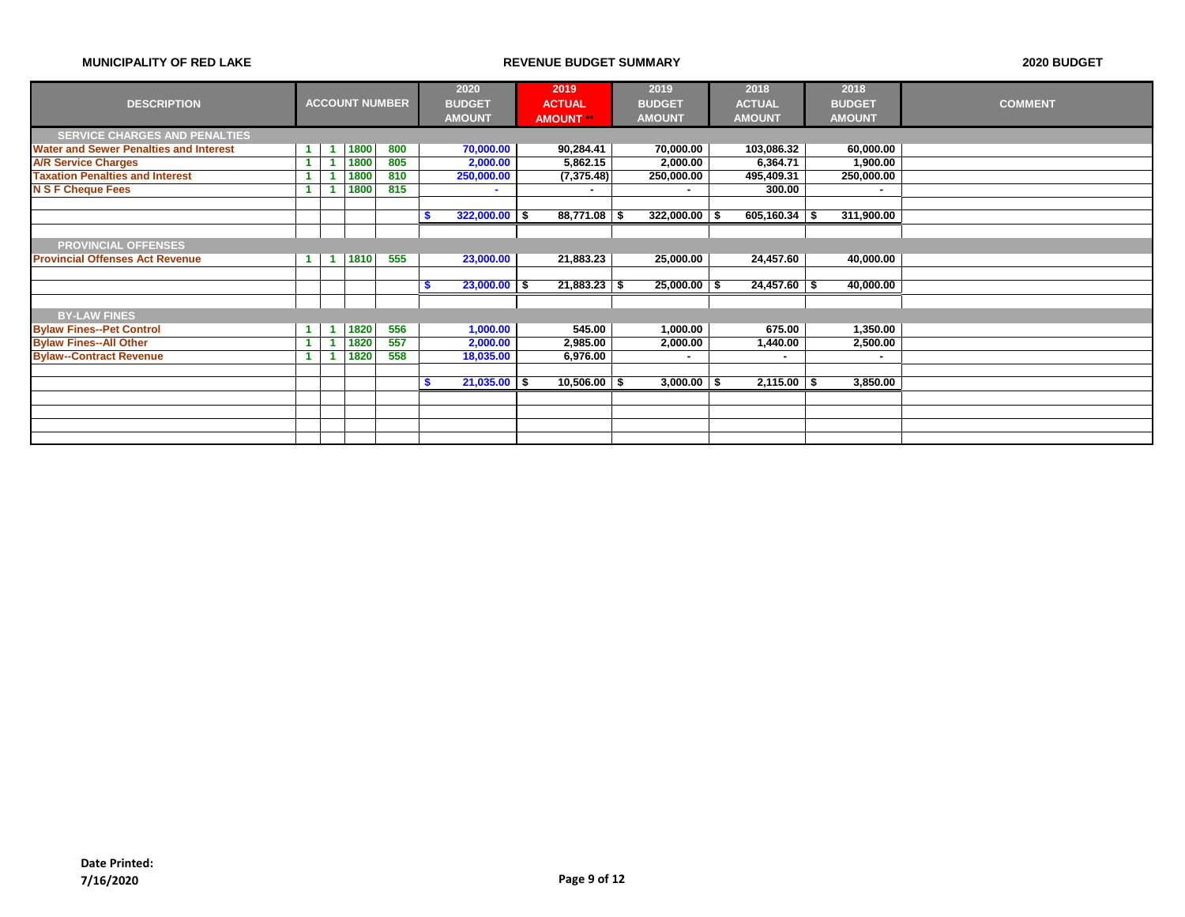MUNICIPALITY OF RED LAKE

REVENUE BUDGET SUMMARY

2020 BUDGET

| DESCRIPTION | ACCOUNT NUMBER | | | | 2020 BUDGET AMOUNT | 2019 ACTUAL AMOUNT ** | 2019 BUDGET AMOUNT | 2018 ACTUAL AMOUNT | 2018 BUDGET AMOUNT | COMMENT |
|---|---|---|---|---|---|---|---|---|---|---|
| **SERVICE CHARGES AND PENALTIES** | | | | | | | | | | |
| Water and Sewer Penalties and Interest | 1 | 1 | 1800 | 800 | 70,000.00 | 90,284.41 | 70,000.00 | 103,086.32 | 60,000.00 | |
| A/R Service Charges | 1 | 1 | 1800 | 805 | 2,000.00 | 5,862.15 | 2,000.00 | 6,364.71 | 1,900.00 | |
| Taxation Penalties and Interest | 1 | 1 | 1800 | 810 | 250,000.00 | (7,375.48) | 250,000.00 | 495,409.31 | 250,000.00 | |
| N S F Cheque Fees | 1 | 1 | 1800 | 815 | - | - | - | 300.00 | - | |
| | | | | | $ 322,000.00 | $ 88,771.08 | $ 322,000.00 | $ 605,160.34 | $ 311,900.00 | |
| **PROVINCIAL OFFENSES** | | | | | | | | | | |
| Provincial Offenses Act Revenue | 1 | 1 | 1810 | 555 | 23,000.00 | 21,883.23 | 25,000.00 | 24,457.60 | 40,000.00 | |
| | | | | | $ 23,000.00 | $ 21,883.23 | $ 25,000.00 | $ 24,457.60 | $ 40,000.00 | |
| **BY-LAW FINES** | | | | | | | | | | |
| Bylaw Fines--Pet Control | 1 | 1 | 1820 | 556 | 1,000.00 | 545.00 | 1,000.00 | 675.00 | 1,350.00 | |
| Bylaw Fines--All Other | 1 | 1 | 1820 | 557 | 2,000.00 | 2,985.00 | 2,000.00 | 1,440.00 | 2,500.00 | |
| Bylaw--Contract Revenue | 1 | 1 | 1820 | 558 | 18,035.00 | 6,976.00 | - | - | - | |
| | | | | | $ 21,035.00 | $ 10,506.00 | $ 3,000.00 | $ 2,115.00 | $ 3,850.00 | |

**Date Printed:**
**7/16/2020**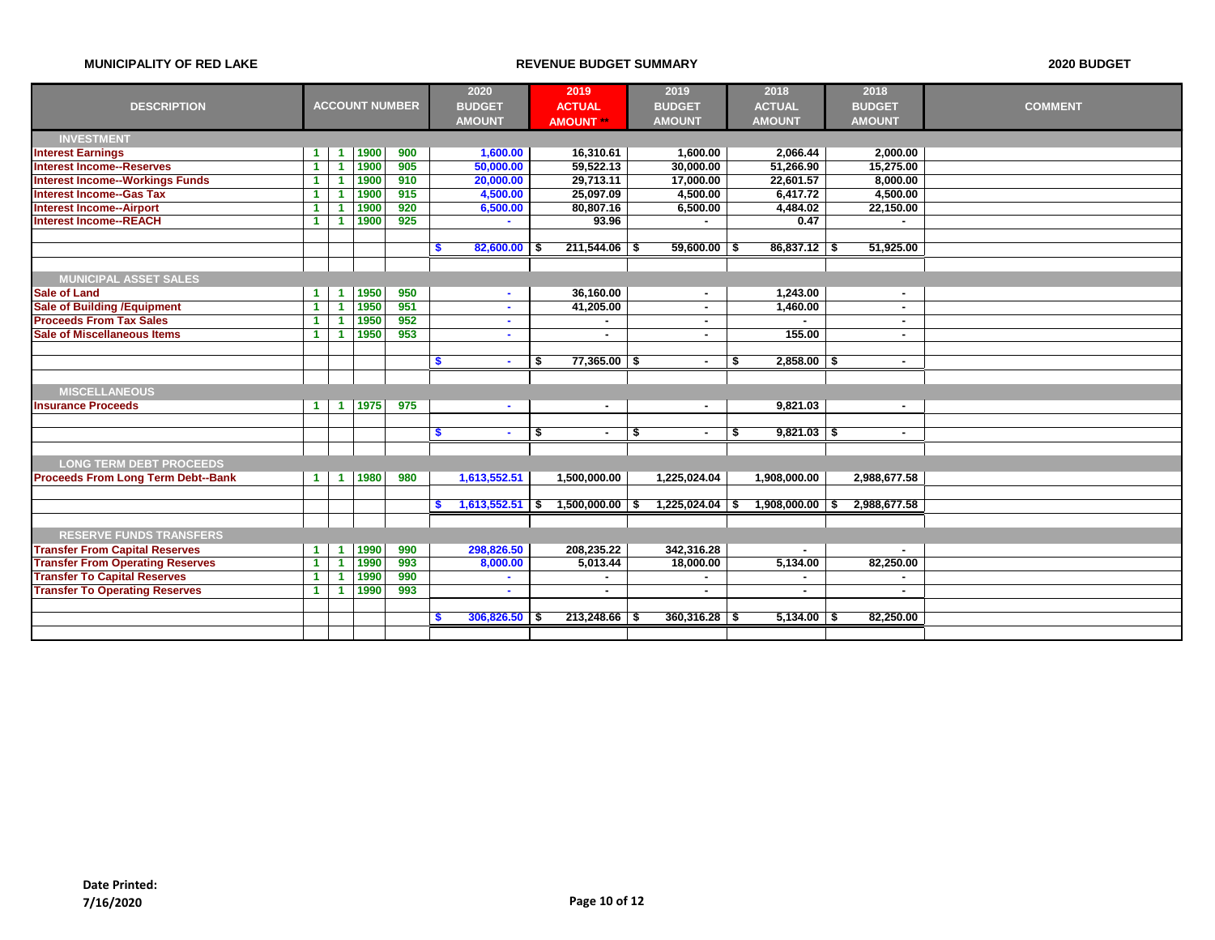**MUNICIPALITY OF RED LAKE** — **REVENUE BUDGET SUMMARY** — **2020 BUDGET**

| DESCRIPTION | ACCOUNT NUMBER | | | | 2020 BUDGET AMOUNT | 2019 ACTUAL AMOUNT ** | 2019 BUDGET AMOUNT | 2018 ACTUAL AMOUNT | 2018 BUDGET AMOUNT | COMMENT |
|---|---|---|---|---|---|---|---|---|---|---|
| **INVESTMENT** | | | | | | | | | | |
| Interest Earnings | 1 | 1 | 1900 | 900 | 1,600.00 | 16,310.61 | 1,600.00 | 2,066.44 | 2,000.00 | |
| Interest Income--Reserves | 1 | 1 | 1900 | 905 | 50,000.00 | 59,522.13 | 30,000.00 | 51,266.90 | 15,275.00 | |
| Interest Income--Workings Funds | 1 | 1 | 1900 | 910 | 20,000.00 | 29,713.11 | 17,000.00 | 22,601.57 | 8,000.00 | |
| Interest Income--Gas Tax | 1 | 1 | 1900 | 915 | 4,500.00 | 25,097.09 | 4,500.00 | 6,417.72 | 4,500.00 | |
| Interest Income--Airport | 1 | 1 | 1900 | 920 | 6,500.00 | 80,807.16 | 6,500.00 | 4,484.02 | 22,150.00 | |
| Interest Income--REACH | 1 | 1 | 1900 | 925 | - | 93.96 | - | 0.47 | - | |
| | | | | | $ 82,600.00 | $ 211,544.06 | $ 59,600.00 | $ 86,837.12 | $ 51,925.00 | |
| **MUNICIPAL ASSET SALES** | | | | | | | | | | |
| Sale of Land | 1 | 1 | 1950 | 950 | - | 36,160.00 | - | 1,243.00 | - | |
| Sale of Building /Equipment | 1 | 1 | 1950 | 951 | - | 41,205.00 | - | 1,460.00 | - | |
| Proceeds From Tax Sales | 1 | 1 | 1950 | 952 | - | - | - | - | - | |
| Sale of Miscellaneous Items | 1 | 1 | 1950 | 953 | - | - | - | 155.00 | - | |
| | | | | | $ - | $ 77,365.00 | $ - | $ 2,858.00 | $ - | |
| **MISCELLANEOUS** | | | | | | | | | | |
| Insurance Proceeds | 1 | 1 | 1975 | 975 | - | - | - | 9,821.03 | - | |
| | | | | | $ - | $ - | $ - | $ 9,821.03 | $ - | |
| **LONG TERM DEBT PROCEEDS** | | | | | | | | | | |
| Proceeds From Long Term Debt--Bank | 1 | 1 | 1980 | 980 | 1,613,552.51 | 1,500,000.00 | 1,225,024.04 | 1,908,000.00 | 2,988,677.58 | |
| | | | | | $ 1,613,552.51 | $ 1,500,000.00 | $ 1,225,024.04 | $ 1,908,000.00 | $ 2,988,677.58 | |
| **RESERVE FUNDS TRANSFERS** | | | | | | | | | | |
| Transfer From Capital Reserves | 1 | 1 | 1990 | 990 | 298,826.50 | 208,235.22 | 342,316.28 | - | - | |
| Transfer From Operating Reserves | 1 | 1 | 1990 | 993 | 8,000.00 | 5,013.44 | 18,000.00 | 5,134.00 | 82,250.00 | |
| Transfer To Capital Reserves | 1 | 1 | 1990 | 990 | - | - | - | - | - | |
| Transfer To Operating Reserves | 1 | 1 | 1990 | 993 | - | - | - | - | - | |
| | | | | | $ 306,826.50 | $ 213,248.66 | $ 360,316.28 | $ 5,134.00 | $ 82,250.00 | |

**Date Printed:**
**7/16/2020**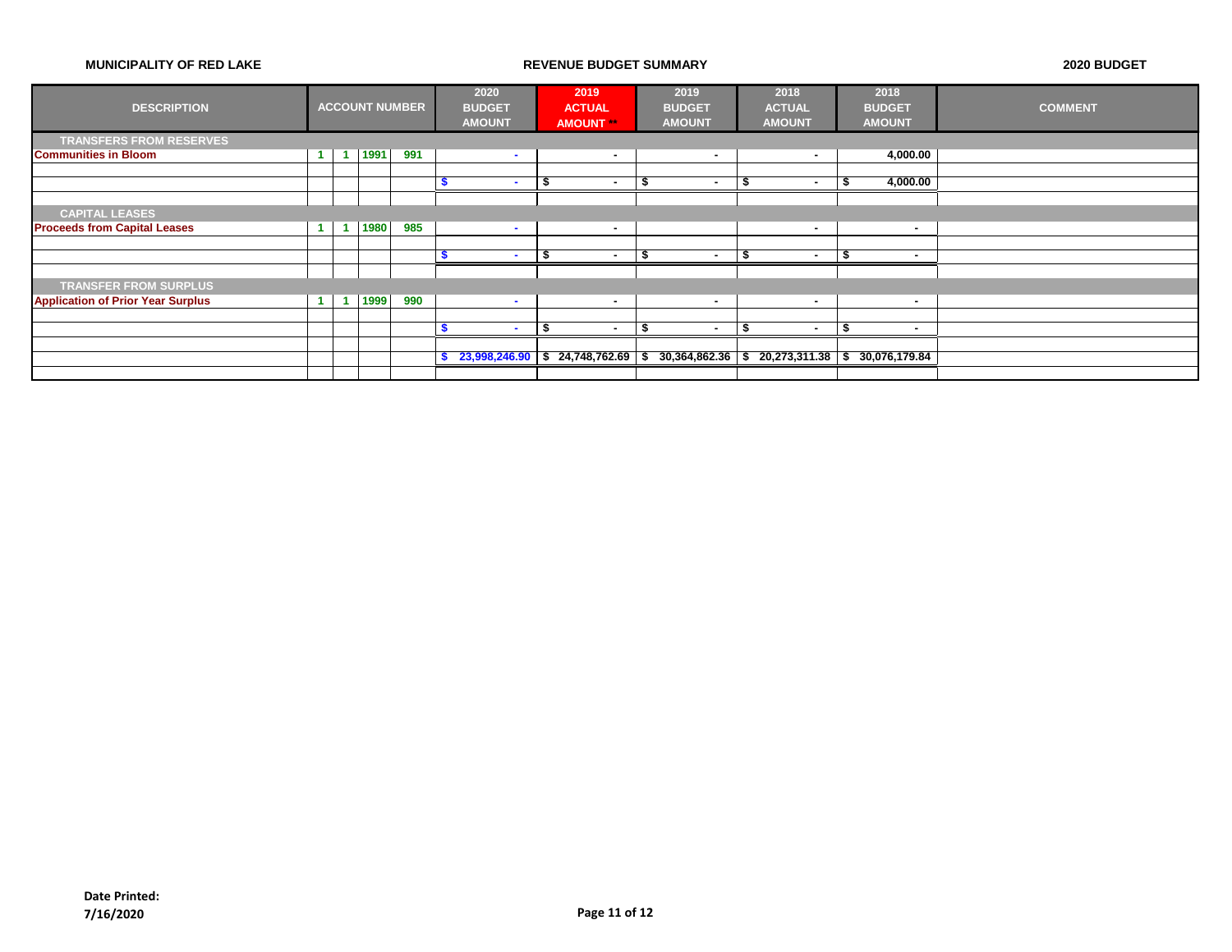**MUNICIPALITY OF RED LAKE** — **REVENUE BUDGET SUMMARY** — **2020 BUDGET**

| DESCRIPTION | ACCOUNT NUMBER | | | | 2020 BUDGET AMOUNT | 2019 ACTUAL AMOUNT ** | 2019 BUDGET AMOUNT | 2018 ACTUAL AMOUNT | 2018 BUDGET AMOUNT | COMMENT |
|---|---|---|---|---|---|---|---|---|---|---|
| **TRANSFERS FROM RESERVES** | | | | | | | | | | |
| Communities in Bloom | 1 | 1 | 1991 | 991 | - | - | - | - | 4,000.00 | |
| | | | | | $ - | $ - | $ - | $ - | $ 4,000.00 | |
| **CAPITAL LEASES** | | | | | | | | | | |
| Proceeds from Capital Leases | 1 | 1 | 1980 | 985 | - | - | | - | - | |
| | | | | | $ - | $ - | $ - | $ - | $ - | |
| **TRANSFER FROM SURPLUS** | | | | | | | | | | |
| Application of Prior Year Surplus | 1 | 1 | 1999 | 990 | - | - | - | - | - | |
| | | | | | $ - | $ - | $ - | $ - | $ - | |
| | | | | | $ 23,998,246.90 | $ 24,748,762.69 | $ 30,364,862.36 | $ 20,273,311.38 | $ 30,076,179.84 | |

**Date Printed:**
**7/16/2020**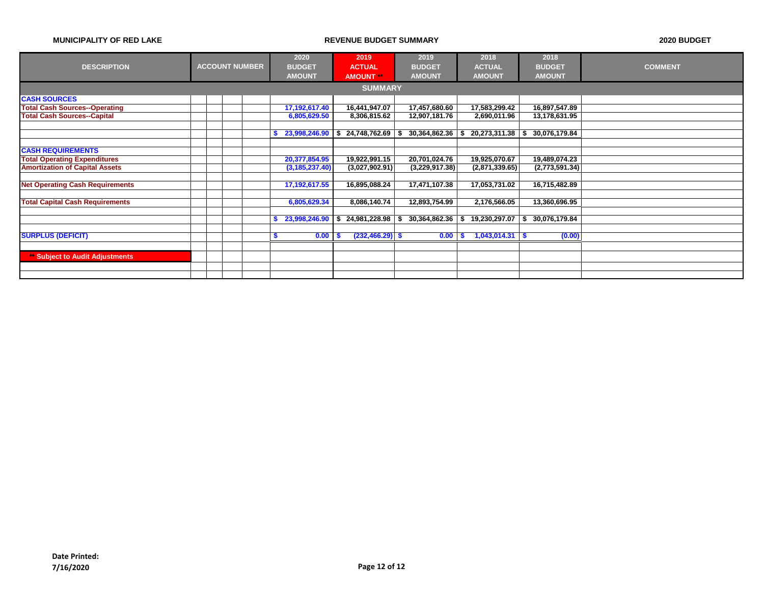**MUNICIPALITY OF RED LAKE** | **REVENUE BUDGET SUMMARY** | **2020 BUDGET**

| DESCRIPTION | ACCOUNT NUMBER | | | | 2020 BUDGET AMOUNT | 2019 ACTUAL AMOUNT ** | 2019 BUDGET AMOUNT | 2018 ACTUAL AMOUNT | 2018 BUDGET AMOUNT | COMMENT |
|---|---|---|---|---|---|---|---|---|---|---|
| **SUMMARY** | | | | | | | | | | |
| **CASH SOURCES** | | | | | | | | | | |
| **Total Cash Sources--Operating** | | | | | 17,192,617.40 | 16,441,947.07 | 17,457,680.60 | 17,583,299.42 | 16,897,547.89 | |
| **Total Cash Sources--Capital** | | | | | 6,805,629.50 | 8,306,815.62 | 12,907,181.76 | 2,690,011.96 | 13,178,631.95 | |
| | | | | | | | | | | |
| | | | | | $ 23,998,246.90 | $ 24,748,762.69 | $ 30,364,862.36 | $ 20,273,311.38 | $ 30,076,179.84 | |
| | | | | | | | | | | |
| **CASH REQUIREMENTS** | | | | | | | | | | |
| **Total Operating Expenditures** | | | | | 20,377,854.95 | 19,922,991.15 | 20,701,024.76 | 19,925,070.67 | 19,489,074.23 | |
| **Amortization of Capital Assets** | | | | | (3,185,237.40) | (3,027,902.91) | (3,229,917.38) | (2,871,339.65) | (2,773,591.34) | |
| | | | | | | | | | | |
| **Net Operating Cash Requirements** | | | | | 17,192,617.55 | 16,895,088.24 | 17,471,107.38 | 17,053,731.02 | 16,715,482.89 | |
| | | | | | | | | | | |
| **Total Capital Cash Requirements** | | | | | 6,805,629.34 | 8,086,140.74 | 12,893,754.99 | 2,176,566.05 | 13,360,696.95 | |
| | | | | | | | | | | |
| | | | | | $ 23,998,246.90 | $ 24,981,228.98 | $ 30,364,862.36 | $ 19,230,297.07 | $ 30,076,179.84 | |
| | | | | | | | | | | |
| **SURPLUS (DEFICIT)** | | | | | $ 0.00 | $ (232,466.29) | $ 0.00 | $ 1,043,014.31 | $ (0.00) | |
| | | | | | | | | | | |
| **\*\* Subject to Audit Adjustments** | | | | | | | | | | |

**Date Printed:**
**7/16/2020**